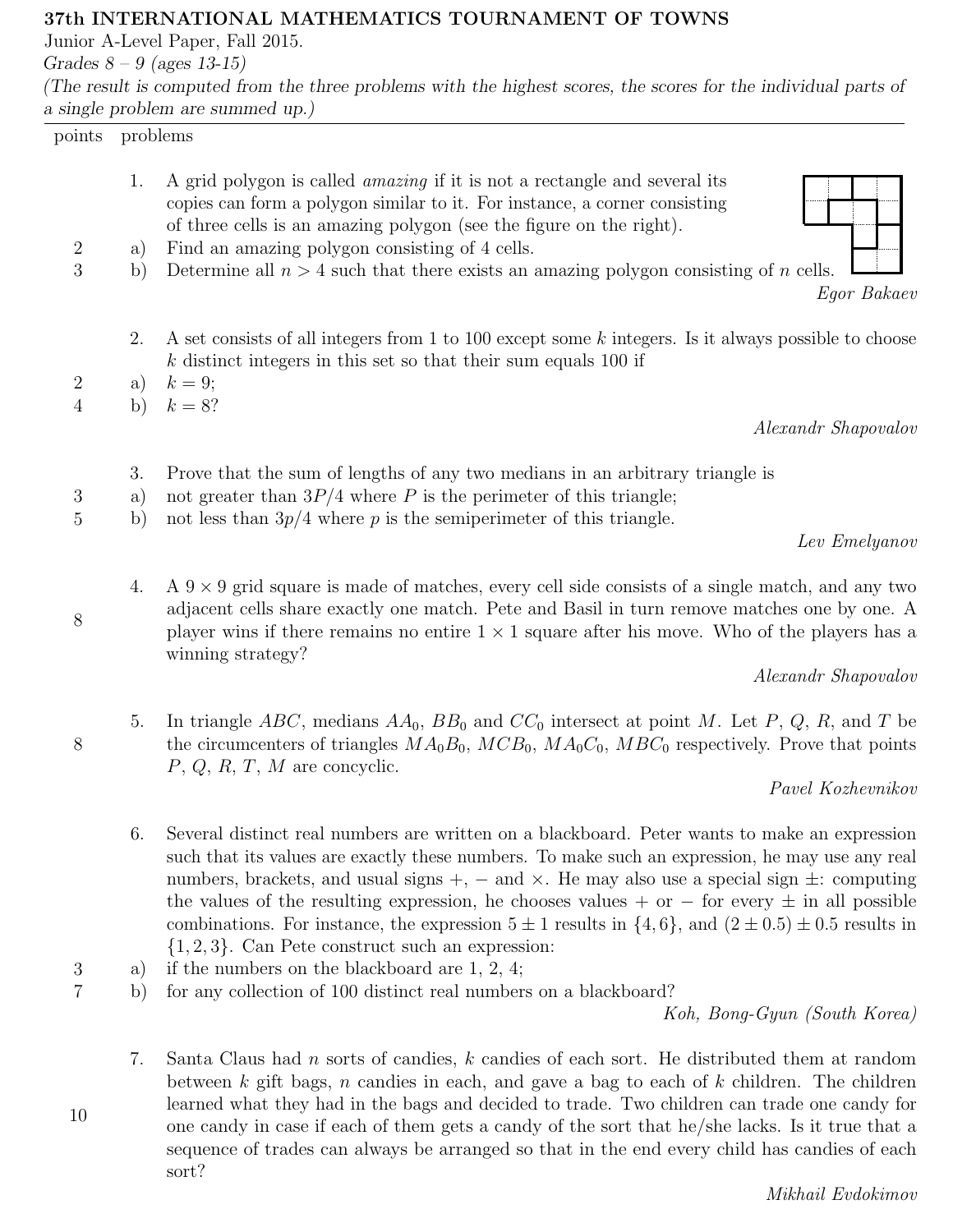**37th INTERNATIONAL MATHEMATICS TOURNAMENT OF TOWNS**

Junior A-Level Paper, Fall 2015.

*Grades 8 – 9 (ages 13-15)*

*(The result is computed from the three problems with the highest scores, the scores for the individual parts of a single problem are summed up.)*

| points | problems |
|---|---|

1. A grid polygon is called *amazing* if it is not a rectangle and several its copies can form a polygon similar to it. For instance, a corner consisting of three cells is an amazing polygon (see the figure on the right).

   (2) a) Find an amazing polygon consisting of 4 cells.

   (3) b) Determine all $n > 4$ such that there exists an amazing polygon consisting of $n$ cells.

   *Egor Bakaev*

2. A set consists of all integers from 1 to 100 except some $k$ integers. Is it always possible to choose $k$ distinct integers in this set so that their sum equals 100 if

   (2) a) $k = 9$;

   (4) b) $k = 8$?

   *Alexandr Shapovalov*

3. Prove that the sum of lengths of any two medians in an arbitrary triangle is

   (3) a) not greater than $3P/4$ where $P$ is the perimeter of this triangle;

   (5) b) not less than $3p/4$ where $p$ is the semiperimeter of this triangle.

   *Lev Emelyanov*

4. (8) A $9 \times 9$ grid square is made of matches, every cell side consists of a single match, and any two adjacent cells share exactly one match. Pete and Basil in turn remove matches one by one. A player wins if there remains no entire $1 \times 1$ square after his move. Who of the players has a winning strategy?

   *Alexandr Shapovalov*

5. (8) In triangle $ABC$, medians $AA_0$, $BB_0$ and $CC_0$ intersect at point $M$. Let $P$, $Q$, $R$, and $T$ be the circumcenters of triangles $MA_0B_0$, $MCB_0$, $MA_0C_0$, $MBC_0$ respectively. Prove that points $P$, $Q$, $R$, $T$, $M$ are concyclic.

   *Pavel Kozhevnikov*

6. Several distinct real numbers are written on a blackboard. Peter wants to make an expression such that its values are exactly these numbers. To make such an expression, he may use any real numbers, brackets, and usual signs $+$, $-$ and $\times$. He may also use a special sign $\pm$: computing the values of the resulting expression, he chooses values $+$ or $-$ for every $\pm$ in all possible combinations. For instance, the expression $5 \pm 1$ results in $\{4, 6\}$, and $(2 \pm 0.5) \pm 0.5$ results in $\{1, 2, 3\}$. Can Pete construct such an expression:

   (3) a) if the numbers on the blackboard are 1, 2, 4;

   (7) b) for any collection of 100 distinct real numbers on a blackboard?

   *Koh, Bong-Gyun (South Korea)*

7. (10) Santa Claus had $n$ sorts of candies, $k$ candies of each sort. He distributed them at random between $k$ gift bags, $n$ candies in each, and gave a bag to each of $k$ children. The children learned what they had in the bags and decided to trade. Two children can trade one candy for one candy in case if each of them gets a candy of the sort that he/she lacks. Is it true that a sequence of trades can always be arranged so that in the end every child has candies of each sort?

   *Mikhail Evdokimov*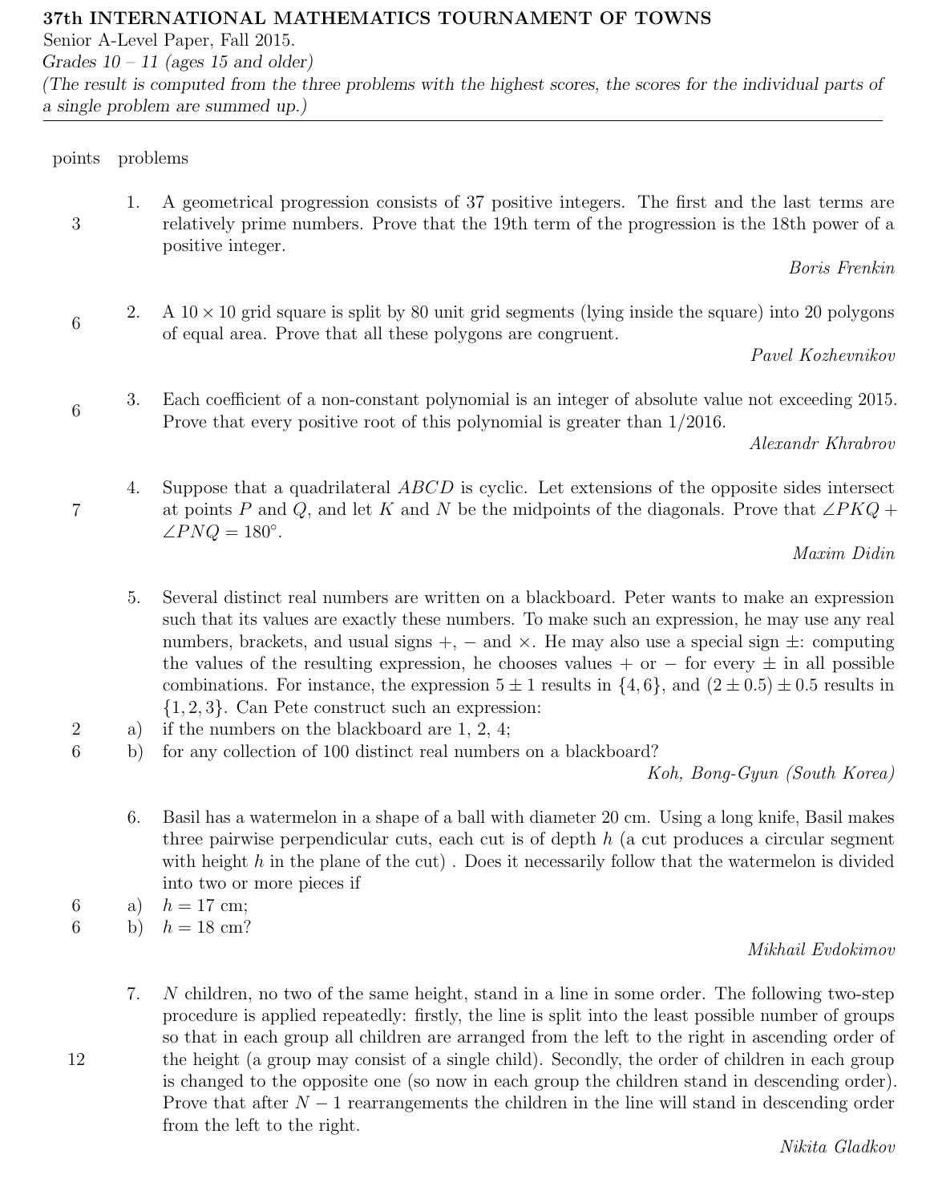# 37th INTERNATIONAL MATHEMATICS TOURNAMENT OF TOWNS

Senior A-Level Paper, Fall 2015.

*Grades 10 – 11 (ages 15 and older)*

*(The result is computed from the three problems with the highest scores, the scores for the individual parts of a single problem are summed up.)*

---

| points | problems |
|---|---|
| 3 | 1. A geometrical progression consists of 37 positive integers. The first and the last terms are relatively prime numbers. Prove that the 19th term of the progression is the 18th power of a positive integer. *Boris Frenkin* |
| 6 | 2. A $10 \times 10$ grid square is split by 80 unit grid segments (lying inside the square) into 20 polygons of equal area. Prove that all these polygons are congruent. *Pavel Kozhevnikov* |
| 6 | 3. Each coefficient of a non-constant polynomial is an integer of absolute value not exceeding 2015. Prove that every positive root of this polynomial is greater than $1/2016$. *Alexandr Khrabrov* |
| 7 | 4. Suppose that a quadrilateral $ABCD$ is cyclic. Let extensions of the opposite sides intersect at points $P$ and $Q$, and let $K$ and $N$ be the midpoints of the diagonals. Prove that $\angle PKQ + \angle PNQ = 180°$. *Maxim Didin* |
| | 5. Several distinct real numbers are written on a blackboard. Peter wants to make an expression such that its values are exactly these numbers. To make such an expression, he may use any real numbers, brackets, and usual signs $+$, $-$ and $\times$. He may also use a special sign $\pm$: computing the values of the resulting expression, he chooses values $+$ or $-$ for every $\pm$ in all possible combinations. For instance, the expression $5 \pm 1$ results in $\{4, 6\}$, and $(2 \pm 0.5) \pm 0.5$ results in $\{1, 2, 3\}$. Can Pete construct such an expression: |
| 2 | a) if the numbers on the blackboard are 1, 2, 4; |
| 6 | b) for any collection of 100 distinct real numbers on a blackboard? *Koh, Bong-Gyun (South Korea)* |
| | 6. Basil has a watermelon in a shape of a ball with diameter 20 cm. Using a long knife, Basil makes three pairwise perpendicular cuts, each cut is of depth $h$ (a cut produces a circular segment with height $h$ in the plane of the cut) . Does it necessarily follow that the watermelon is divided into two or more pieces if |
| 6 | a) $h = 17$ cm; |
| 6 | b) $h = 18$ cm? *Mikhail Evdokimov* |
| 12 | 7. $N$ children, no two of the same height, stand in a line in some order. The following two-step procedure is applied repeatedly: firstly, the line is split into the least possible number of groups so that in each group all children are arranged from the left to the right in ascending order of the height (a group may consist of a single child). Secondly, the order of children in each group is changed to the opposite one (so now in each group the children stand in descending order). Prove that after $N - 1$ rearrangements the children in the line will stand in descending order from the left to the right. *Nikita Gladkov* |